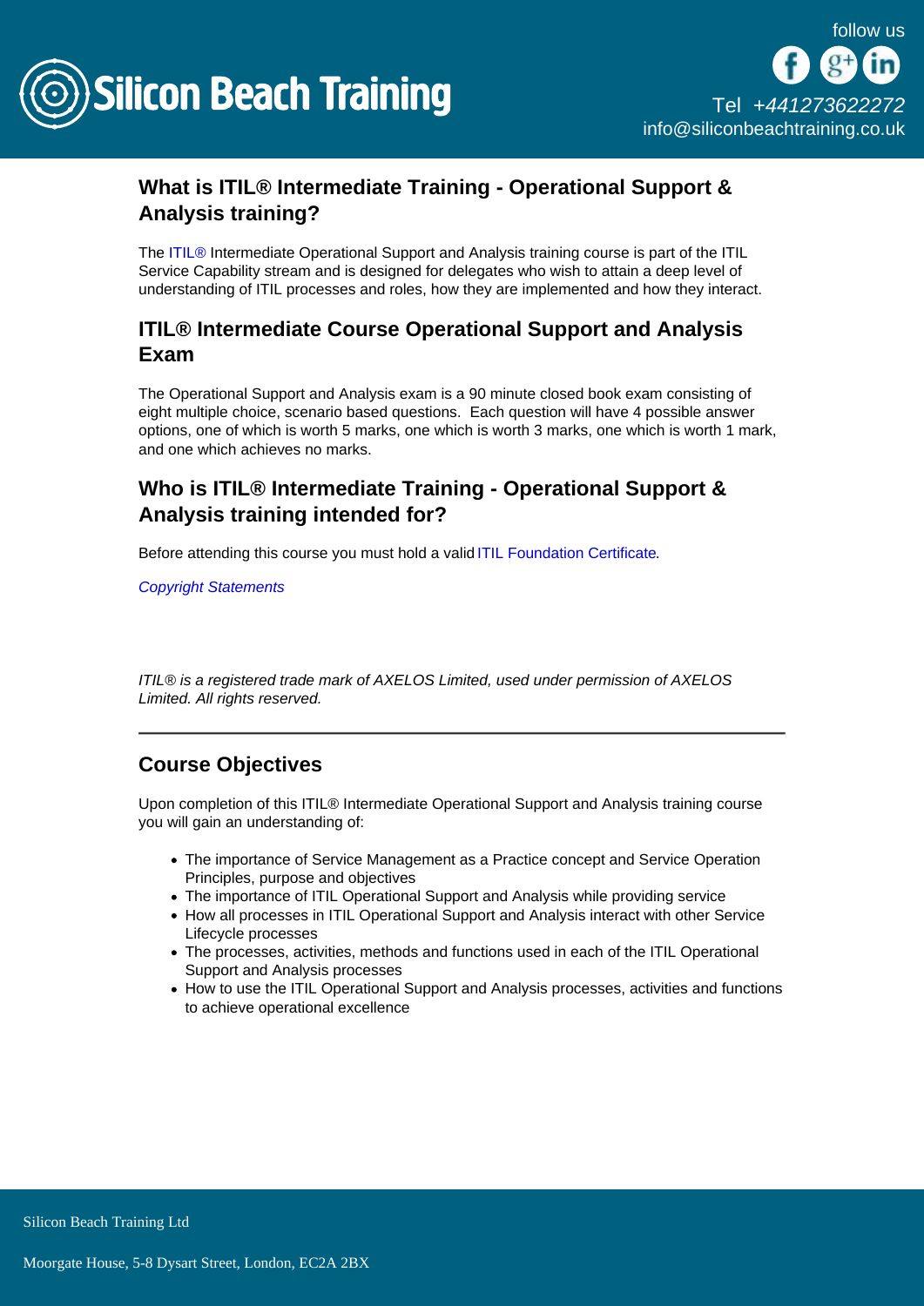## What is ITIL® Intermediate Training - Operational Support & Analysis training?

The ITIL® Intermediate Operational Support and Analysis training course is part of the ITIL Service Capability stream and is designed for delegates who wish to attain a deep level of understanding of ITIL processes and roles, how they are implemented and how they interact.

## ITIL® Intermediate Course Operational Support and Analysis Exam

The Operational Support and Analysis exam is a 90 minute closed book exam consisting of eight multiple choice, scenario based questions. Each question will have 4 possible answer options, one of which is worth 5 marks, one which is worth 3 marks, one which is worth 1 mark, and one which achieves no marks.

## Who is ITIL® Intermediate Training - Operational Support & Analysis training intended for?

Before attending this course you must hold a valid ITIL Foundation Certificate.

*Copyright Statements*

*ITIL® is a registered trade mark of AXELOS Limited, used under permission of AXELOS Limited. All rights reserved.*

---

## Course Objectives

Upon completion of this ITIL® Intermediate Operational Support and Analysis training course you will gain an understanding of:

- The importance of Service Management as a Practice concept and Service Operation Principles, purpose and objectives
- The importance of ITIL Operational Support and Analysis while providing service
- How all processes in ITIL Operational Support and Analysis interact with other Service Lifecycle processes
- The processes, activities, methods and functions used in each of the ITIL Operational Support and Analysis processes
- How to use the ITIL Operational Support and Analysis processes, activities and functions to achieve operational excellence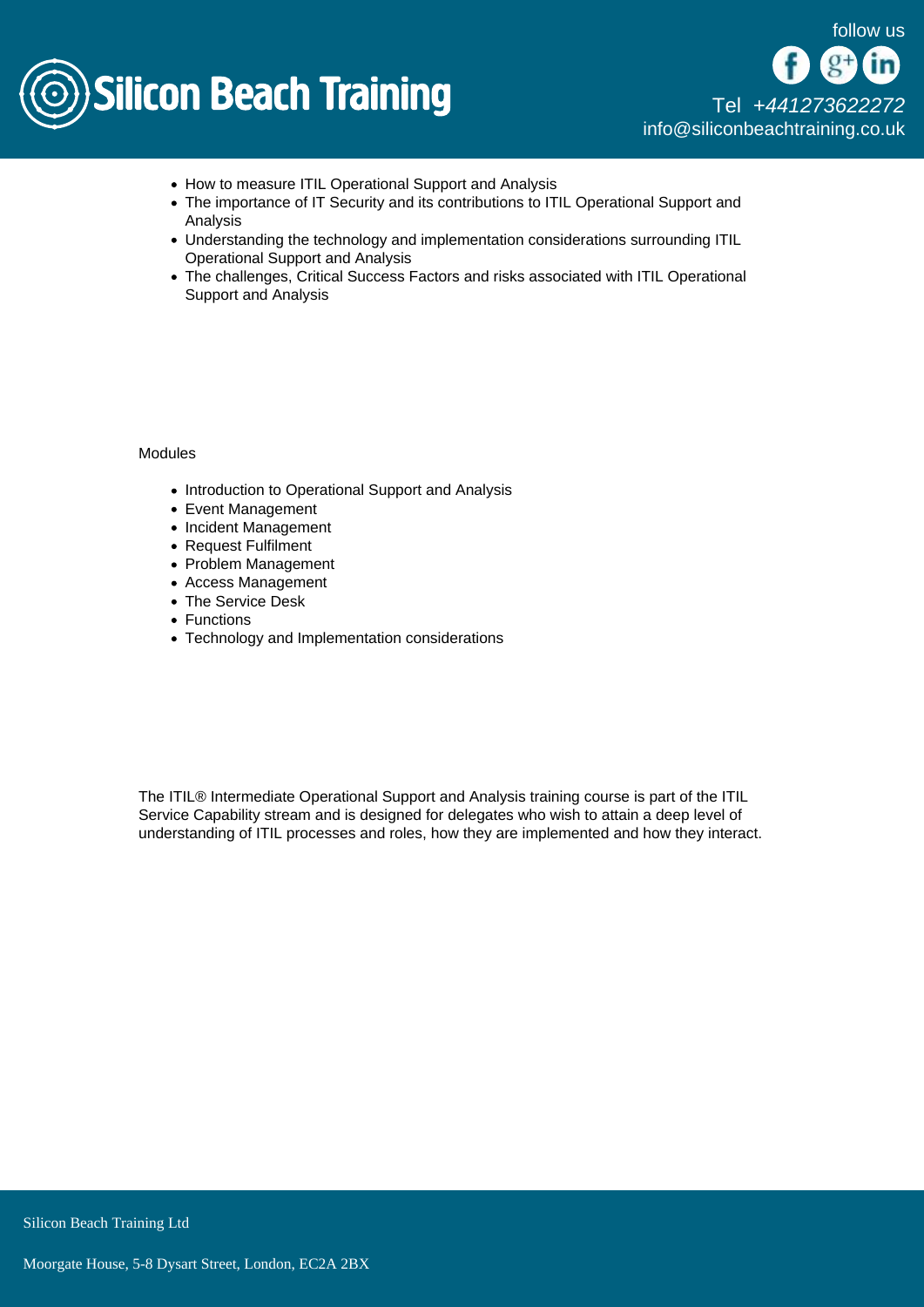- How to measure ITIL Operational Support and Analysis
- The importance of IT Security and its contributions to ITIL Operational Support and Analysis
- Understanding the technology and implementation considerations surrounding ITIL Operational Support and Analysis
- The challenges, Critical Success Factors and risks associated with ITIL Operational Support and Analysis

Modules

- Introduction to Operational Support and Analysis
- Event Management
- Incident Management
- Request Fulfilment
- Problem Management
- Access Management
- The Service Desk
- Functions
- Technology and Implementation considerations

The ITIL® Intermediate Operational Support and Analysis training course is part of the ITIL Service Capability stream and is designed for delegates who wish to attain a deep level of understanding of ITIL processes and roles, how they are implemented and how they interact.